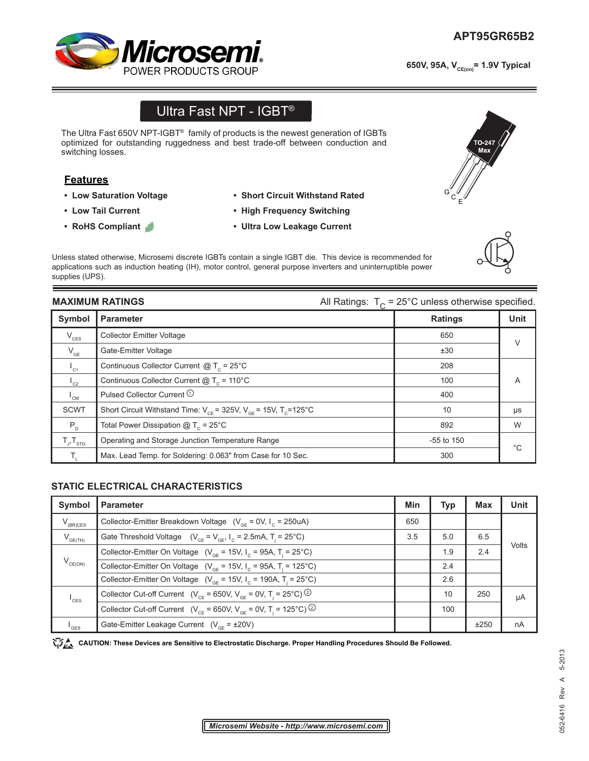**APT95GR65B2**

650V, 95A, $V_{CE(on)}$ = 1.9V Typical

# Ultra Fast NPT - IGBT®

The Ultra Fast 650V NPT-IGBT® family of products is the newest generation of IGBTs optimized for outstanding ruggedness and best trade-off between conduction and switching losses.

## Features

- **Low Saturation Voltage**
- **Low Tail Current**
- **RoHS Compliant**
- **Short Circuit Withstand Rated**
- **High Frequency Switching**
- **Ultra Low Leakage Current**

TO-247 Max

G C E

Unless stated otherwise, Microsemi discrete IGBTs contain a single IGBT die. This device is recommended for applications such as induction heating (IH), motor control, general purpose inverters and uninterruptible power supplies (UPS).

## MAXIMUM RATINGS

All Ratings: $T_C$ = 25°C unless otherwise specified.

| Symbol | Parameter | Ratings | Unit |
|---|---|---|---|
| $V_{CES}$ | Collector Emitter Voltage | 650 | V |
| $V_{GE}$ | Gate-Emitter Voltage | ±30 | V |
| $I_{C1}$ | Continuous Collector Current @ $T_C$ = 25°C | 208 | A |
| $I_{C2}$ | Continuous Collector Current @ $T_C$ = 110°C | 100 | A |
| $I_{CM}$ | Pulsed Collector Current ① | 400 | A |
| SCWT | Short Circuit Withstand Time: $V_{CE}$ = 325V, $V_{GE}$ = 15V, $T_C$=125°C | 10 | μs |
| $P_D$ | Total Power Dissipation @ $T_C$ = 25°C | 892 | W |
| $T_J, T_{STG}$ | Operating and Storage Junction Temperature Range | -55 to 150 | °C |
| $T_L$ | Max. Lead Temp. for Soldering: 0.063" from Case for 10 Sec. | 300 | °C |

## STATIC ELECTRICAL CHARACTERISTICS

| Symbol | Parameter | Min | Typ | Max | Unit |
|---|---|---|---|---|---|
| $V_{(BR)CES}$ | Collector-Emitter Breakdown Voltage ($V_{GE}$ = 0V, $I_C$ = 250uA) | 650 | | | Volts |
| $V_{GE(TH)}$ | Gate Threshold Voltage ($V_{CE}$ = $V_{GE}$, $I_C$ = 2.5mA, $T_j$ = 25°C) | 3.5 | 5.0 | 6.5 | Volts |
| $V_{CE(ON)}$ | Collector-Emitter On Voltage ($V_{GE}$ = 15V, $I_C$ = 95A, $T_j$ = 25°C) | | 1.9 | 2.4 | Volts |
| | Collector-Emitter On Voltage ($V_{GE}$ = 15V, $I_C$ = 95A, $T_j$ = 125°C) | | 2.4 | | Volts |
| | Collector-Emitter On Voltage ($V_{GE}$ = 15V, $I_C$ = 190A, $T_j$ = 25°C) | | 2.6 | | Volts |
| $I_{CES}$ | Collector Cut-off Current ($V_{CE}$ = 650V, $V_{GE}$ = 0V, $T_j$ = 25°C) ② | | 10 | 250 | μA |
| | Collector Cut-off Current ($V_{CE}$ = 650V, $V_{GE}$ = 0V, $T_j$ = 125°C) ② | | 100 | | μA |
| $I_{GES}$ | Gate-Emitter Leakage Current ($V_{GE}$ = ±20V) | | | ±250 | nA |

**CAUTION: These Devices are Sensitive to Electrostatic Discharge. Proper Handling Procedures Should Be Followed.**

***Microsemi Website - http://www.microsemi.com***

052-6416 Rev A 5-2013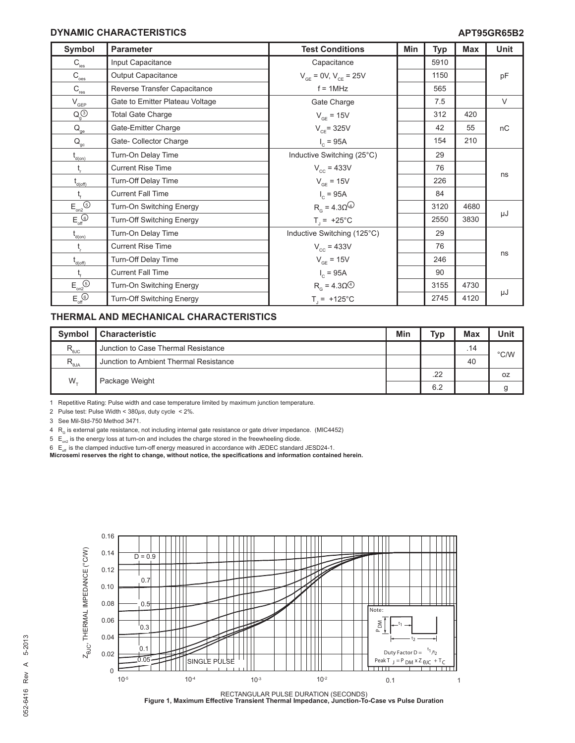## DYNAMIC CHARACTERISTICS

**APT95GR65B2**

| Symbol | Parameter | Test Conditions | Min | Typ | Max | Unit |
|---|---|---|---|---|---|---|
| $C_{ies}$ | Input Capacitance | Capacitance | | 5910 | | pF |
| $C_{oes}$ | Output Capacitance | $V_{GE}$ = 0V, $V_{CE}$ = 25V | | 1150 | | |
| $C_{res}$ | Reverse Transfer Capacitance | f = 1MHz | | 565 | | |
| $V_{GEP}$ | Gate to Emitter Plateau Voltage | Gate Charge | | 7.5 | | V |
| $Q_g$ [3] | Total Gate Charge | $V_{GE}$ = 15V | | 312 | 420 | nC |
| $Q_{ge}$ | Gate-Emitter Charge | $V_{CE}$= 325V | | 42 | 55 | |
| $Q_{gc}$ | Gate- Collector Charge | $I_C$ = 95A | | 154 | 210 | |
| $t_{d(on)}$ | Turn-On Delay Time | Inductive Switching (25°C) | | 29 | | ns |
| $t_r$ | Current Rise Time | $V_{CC}$ = 433V | | 76 | | |
| $t_{d(off)}$ | Turn-Off Delay Time | $V_{GE}$ = 15V | | 226 | | |
| $t_f$ | Current Fall Time | $I_C$ = 95A | | 84 | | |
| $E_{on2}$ [5] | Turn-On Switching Energy | $R_G$ = 4.3Ω [4] | | 3120 | 4680 | μJ |
| $E_{off}$ [6] | Turn-Off Switching Energy | $T_J$ = +25°C | | 2550 | 3830 | |
| $t_{d(on)}$ | Turn-On Delay Time | Inductive Switching (125°C) | | 29 | | ns |
| $t_r$ | Current Rise Time | $V_{CC}$ = 433V | | 76 | | |
| $t_{d(off)}$ | Turn-Off Delay Time | $V_{GE}$ = 15V | | 246 | | |
| $t_f$ | Current Fall Time | $I_C$ = 95A | | 90 | | |
| $E_{on2}$ [5] | Turn-On Switching Energy | $R_G$ = 4.3Ω [4] | | 3155 | 4730 | μJ |
| $E_{off}$ [6] | Turn-Off Switching Energy | $T_J$ = +125°C | | 2745 | 4120 | |

## THERMAL AND MECHANICAL CHARACTERISTICS

| Symbol | Characteristic | Min | Typ | Max | Unit |
|---|---|---|---|---|---|
| $R_{\theta JC}$ | Junction to Case Thermal Resistance | | | .14 | °C/W |
| $R_{\theta JA}$ | Junction to Ambient Thermal Resistance | | | 40 | |
| $W_T$ | Package Weight | | .22 | | oz |
| | | | 6.2 | | g |

1 Repetitive Rating: Pulse width and case temperature limited by maximum junction temperature.

2 Pulse test: Pulse Width < 380μs, duty cycle < 2%.

3 See Mil-Std-750 Method 3471.

4 $R_G$ is external gate resistance, not including internal gate resistance or gate driver impedance. (MIC4452)

5 $E_{on2}$ is the energy loss at turn-on and includes the charge stored in the freewheeling diode.

6 $E_{off}$ is the clamped inductive turn-off energy measured in accordance with JEDEC standard JESD24-1.

**Microsemi reserves the right to change, without notice, the specifications and information contained herein.**

**Figure 1, Maximum Effective Transient Thermal Impedance, Junction-To-Case vs Pulse Duration**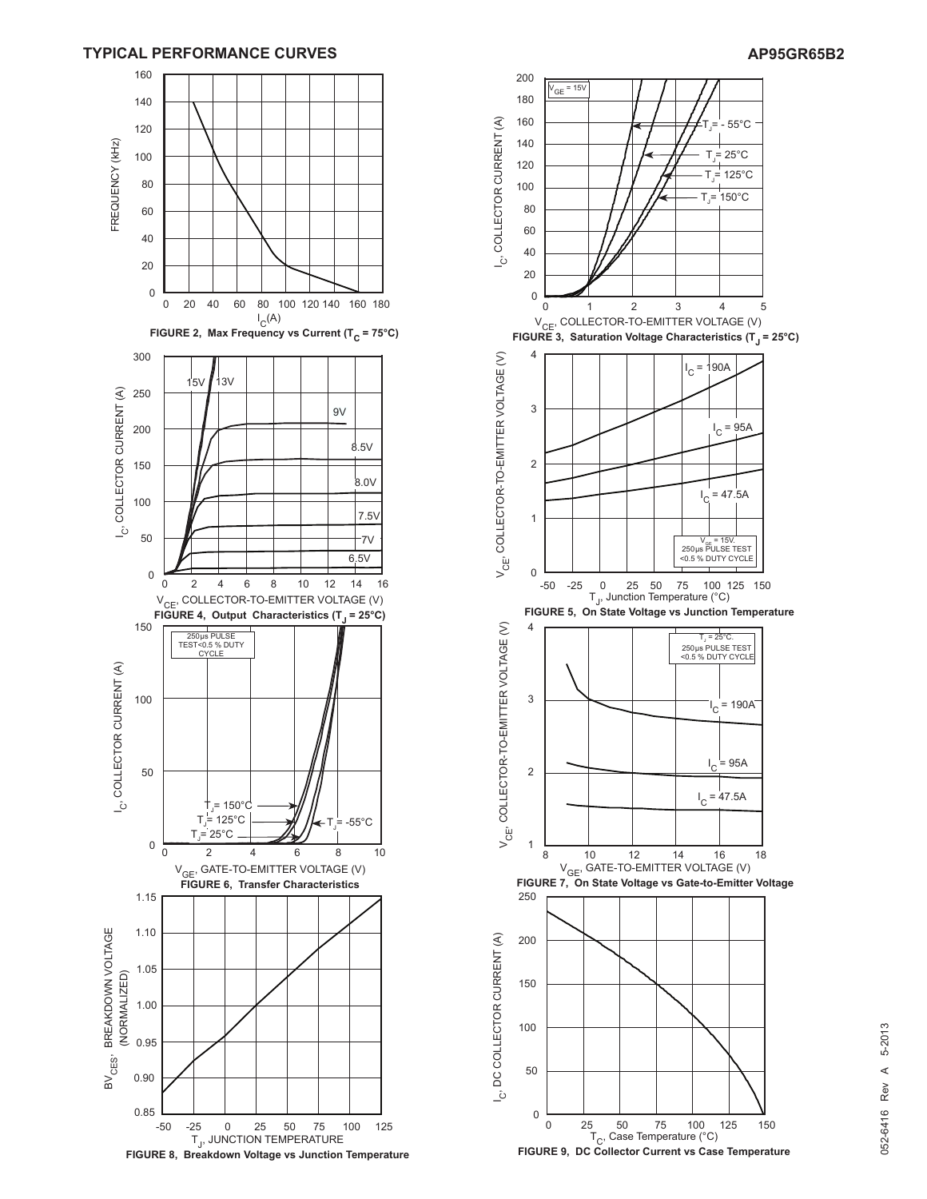## TYPICAL PERFORMANCE CURVES

FIGURE 2, Max Frequency vs Current ($T_C$ = 75°C)

FIGURE 3, Saturation Voltage Characteristics ($T_J$ = 25°C)

FIGURE 4, Output Characteristics ($T_J$ = 25°C)

FIGURE 5, On State Voltage vs Junction Temperature

FIGURE 6, Transfer Characteristics

FIGURE 7, On State Voltage vs Gate-to-Emitter Voltage

FIGURE 8, Breakdown Voltage vs Junction Temperature

FIGURE 9, DC Collector Current vs Case Temperature

052-6416 Rev A 5-2013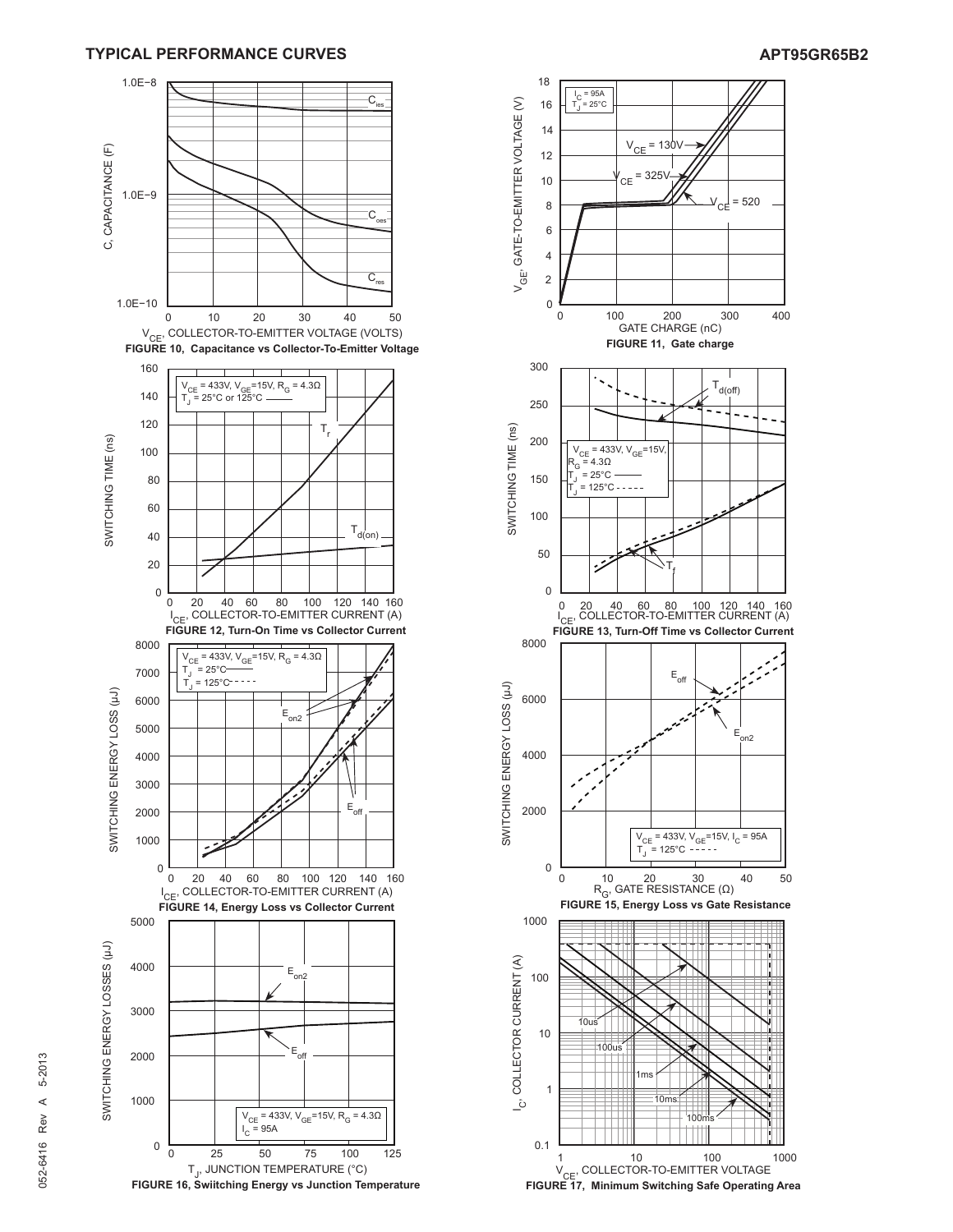## TYPICAL PERFORMANCE CURVES

FIGURE 10, Capacitance vs Collector-To-Emitter Voltage

FIGURE 11, Gate charge

FIGURE 12, Turn-On Time vs Collector Current

FIGURE 13, Turn-Off Time vs Collector Current

FIGURE 14, Energy Loss vs Collector Current

FIGURE 15, Energy Loss vs Gate Resistance

FIGURE 16, Swiitching Energy vs Junction Temperature

FIGURE 17, Minimum Switching Safe Operating Area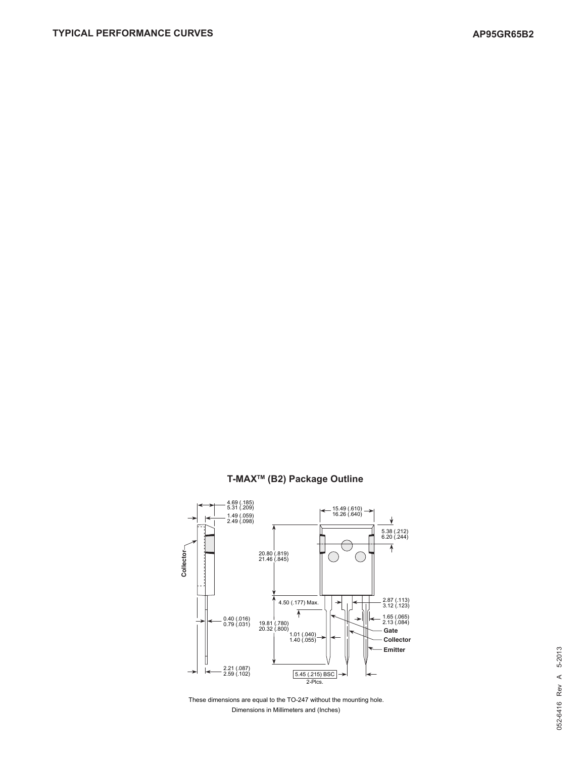## T-MAX™ (B2) Package Outline

4.69 (.185)
5.31 (.209)

1.49 (.059)
2.49 (.098)

15.49 (.610)
16.26 (.640)

5.38 (.212)
6.20 (.244)

20.80 (.819)
21.46 (.845)

Collector

4.50 (.177) Max.

2.87 (.113)
3.12 (.123)

1.65 (.065)
2.13 (.084)

0.40 (.016)
0.79 (.031)

19.81 (.780)
20.32 (.800)

1.01 (.040)
1.40 (.055)

Gate
Collector
Emitter

2.21 (.087)
2.59 (.102)

5.45 (.215) BSC
2-Plcs.

These dimensions are equal to the TO-247 without the mounting hole.
Dimensions in Millimeters and (Inches)

052-6416 Rev A 5-2013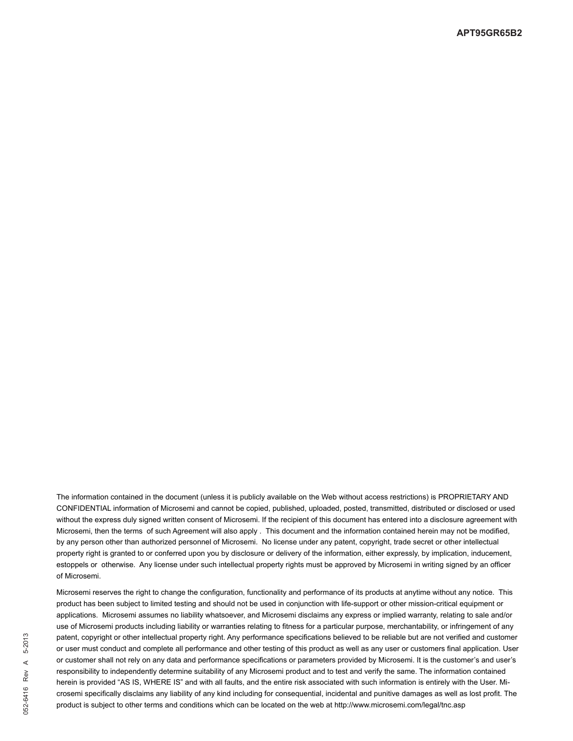The information contained in the document (unless it is publicly available on the Web without access restrictions) is PROPRIETARY AND CONFIDENTIAL information of Microsemi and cannot be copied, published, uploaded, posted, transmitted, distributed or disclosed or used without the express duly signed written consent of Microsemi. If the recipient of this document has entered into a disclosure agreement with Microsemi, then the terms of such Agreement will also apply . This document and the information contained herein may not be modified, by any person other than authorized personnel of Microsemi. No license under any patent, copyright, trade secret or other intellectual property right is granted to or conferred upon you by disclosure or delivery of the information, either expressly, by implication, inducement, estoppels or otherwise. Any license under such intellectual property rights must be approved by Microsemi in writing signed by an officer of Microsemi.

Microsemi reserves the right to change the configuration, functionality and performance of its products at anytime without any notice. This product has been subject to limited testing and should not be used in conjunction with life-support or other mission-critical equipment or applications. Microsemi assumes no liability whatsoever, and Microsemi disclaims any express or implied warranty, relating to sale and/or use of Microsemi products including liability or warranties relating to fitness for a particular purpose, merchantability, or infringement of any patent, copyright or other intellectual property right. Any performance specifications believed to be reliable but are not verified and customer or user must conduct and complete all performance and other testing of this product as well as any user or customers final application. User or customer shall not rely on any data and performance specifications or parameters provided by Microsemi. It is the customer's and user's responsibility to independently determine suitability of any Microsemi product and to test and verify the same. The information contained herein is provided "AS IS, WHERE IS" and with all faults, and the entire risk associated with such information is entirely with the User. Microsemi specifically disclaims any liability of any kind including for consequential, incidental and punitive damages as well as lost profit. The product is subject to other terms and conditions which can be located on the web at http://www.microsemi.com/legal/tnc.asp